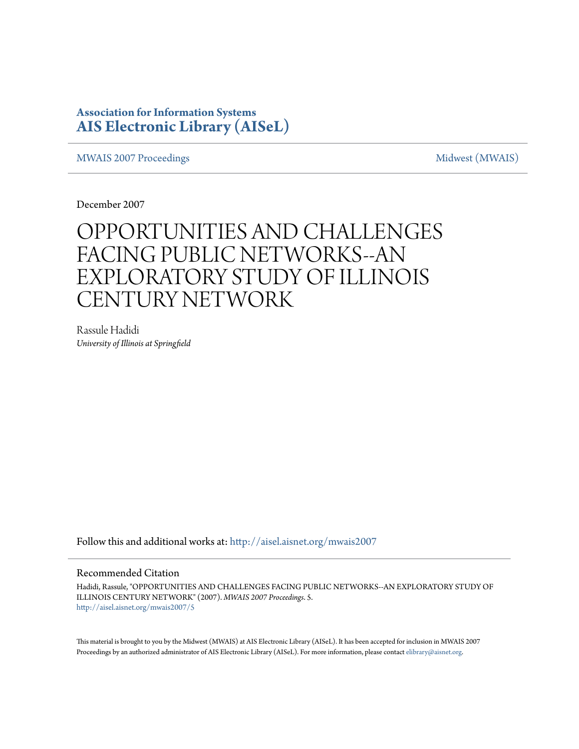**Association for Information Systems**
**AIS Electronic Library (AISeL)**

MWAIS 2007 Proceedings — Midwest (MWAIS)

December 2007

# OPPORTUNITIES AND CHALLENGES FACING PUBLIC NETWORKS--AN EXPLORATORY STUDY OF ILLINOIS CENTURY NETWORK

Rassule Hadidi
*University of Illinois at Springfield*

Follow this and additional works at: http://aisel.aisnet.org/mwais2007

## Recommended Citation

Hadidi, Rassule, "OPPORTUNITIES AND CHALLENGES FACING PUBLIC NETWORKS--AN EXPLORATORY STUDY OF ILLINOIS CENTURY NETWORK" (2007). *MWAIS 2007 Proceedings*. 5.
http://aisel.aisnet.org/mwais2007/5

This material is brought to you by the Midwest (MWAIS) at AIS Electronic Library (AISeL). It has been accepted for inclusion in MWAIS 2007 Proceedings by an authorized administrator of AIS Electronic Library (AISeL). For more information, please contact elibrary@aisnet.org.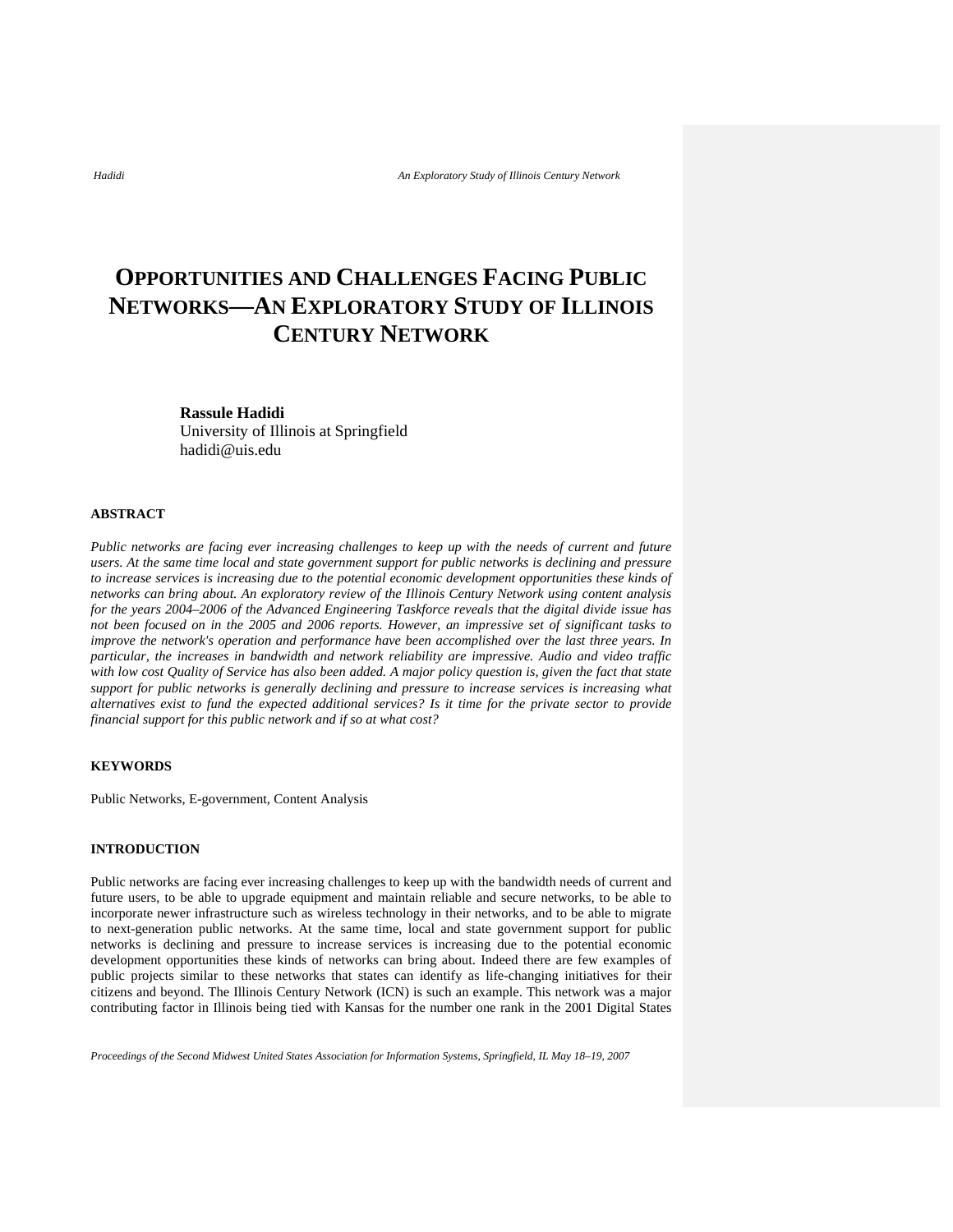# OPPORTUNITIES AND CHALLENGES FACING PUBLIC NETWORKS—AN EXPLORATORY STUDY OF ILLINOIS CENTURY NETWORK

**Rassule Hadidi**
University of Illinois at Springfield
hadidi@uis.edu

## ABSTRACT

*Public networks are facing ever increasing challenges to keep up with the needs of current and future users. At the same time local and state government support for public networks is declining and pressure to increase services is increasing due to the potential economic development opportunities these kinds of networks can bring about. An exploratory review of the Illinois Century Network using content analysis for the years 2004–2006 of the Advanced Engineering Taskforce reveals that the digital divide issue has not been focused on in the 2005 and 2006 reports. However, an impressive set of significant tasks to improve the network's operation and performance have been accomplished over the last three years. In particular, the increases in bandwidth and network reliability are impressive. Audio and video traffic with low cost Quality of Service has also been added. A major policy question is, given the fact that state support for public networks is generally declining and pressure to increase services is increasing what alternatives exist to fund the expected additional services? Is it time for the private sector to provide financial support for this public network and if so at what cost?*

## KEYWORDS

Public Networks, E-government, Content Analysis

## INTRODUCTION

Public networks are facing ever increasing challenges to keep up with the bandwidth needs of current and future users, to be able to upgrade equipment and maintain reliable and secure networks, to be able to incorporate newer infrastructure such as wireless technology in their networks, and to be able to migrate to next-generation public networks. At the same time, local and state government support for public networks is declining and pressure to increase services is increasing due to the potential economic development opportunities these kinds of networks can bring about. Indeed there are few examples of public projects similar to these networks that states can identify as life-changing initiatives for their citizens and beyond. The Illinois Century Network (ICN) is such an example. This network was a major contributing factor in Illinois being tied with Kansas for the number one rank in the 2001 Digital States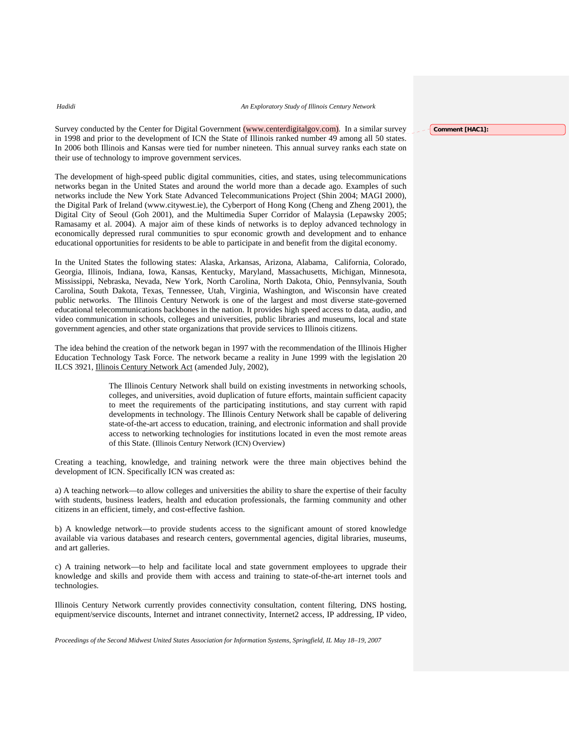Survey conducted by the Center for Digital Government (www.centerdigitalgov.com). In a similar survey in 1998 and prior to the development of ICN the State of Illinois ranked number 49 among all 50 states. In 2006 both Illinois and Kansas were tied for number nineteen. This annual survey ranks each state on their use of technology to improve government services.

The development of high-speed public digital communities, cities, and states, using telecommunications networks began in the United States and around the world more than a decade ago. Examples of such networks include the New York State Advanced Telecommunications Project (Shin 2004; MAGI 2000), the Digital Park of Ireland (www.citywest.ie), the Cyberport of Hong Kong (Cheng and Zheng 2001), the Digital City of Seoul (Goh 2001), and the Multimedia Super Corridor of Malaysia (Lepawsky 2005; Ramasamy et al. 2004). A major aim of these kinds of networks is to deploy advanced technology in economically depressed rural communities to spur economic growth and development and to enhance educational opportunities for residents to be able to participate in and benefit from the digital economy.

In the United States the following states: Alaska, Arkansas, Arizona, Alabama, California, Colorado, Georgia, Illinois, Indiana, Iowa, Kansas, Kentucky, Maryland, Massachusetts, Michigan, Minnesota, Mississippi, Nebraska, Nevada, New York, North Carolina, North Dakota, Ohio, Pennsylvania, South Carolina, South Dakota, Texas, Tennessee, Utah, Virginia, Washington, and Wisconsin have created public networks. The Illinois Century Network is one of the largest and most diverse state-governed educational telecommunications backbones in the nation. It provides high speed access to data, audio, and video communication in schools, colleges and universities, public libraries and museums, local and state government agencies, and other state organizations that provide services to Illinois citizens.

The idea behind the creation of the network began in 1997 with the recommendation of the Illinois Higher Education Technology Task Force. The network became a reality in June 1999 with the legislation 20 ILCS 3921, Illinois Century Network Act (amended July, 2002),

> The Illinois Century Network shall build on existing investments in networking schools, colleges, and universities, avoid duplication of future efforts, maintain sufficient capacity to meet the requirements of the participating institutions, and stay current with rapid developments in technology. The Illinois Century Network shall be capable of delivering state-of-the-art access to education, training, and electronic information and shall provide access to networking technologies for institutions located in even the most remote areas of this State. (Illinois Century Network (ICN) Overview)

Creating a teaching, knowledge, and training network were the three main objectives behind the development of ICN. Specifically ICN was created as:

a) A teaching network—to allow colleges and universities the ability to share the expertise of their faculty with students, business leaders, health and education professionals, the farming community and other citizens in an efficient, timely, and cost-effective fashion.

b) A knowledge network—to provide students access to the significant amount of stored knowledge available via various databases and research centers, governmental agencies, digital libraries, museums, and art galleries.

c) A training network—to help and facilitate local and state government employees to upgrade their knowledge and skills and provide them with access and training to state-of-the-art internet tools and technologies.

Illinois Century Network currently provides connectivity consultation, content filtering, DNS hosting, equipment/service discounts, Internet and intranet connectivity, Internet2 access, IP addressing, IP video,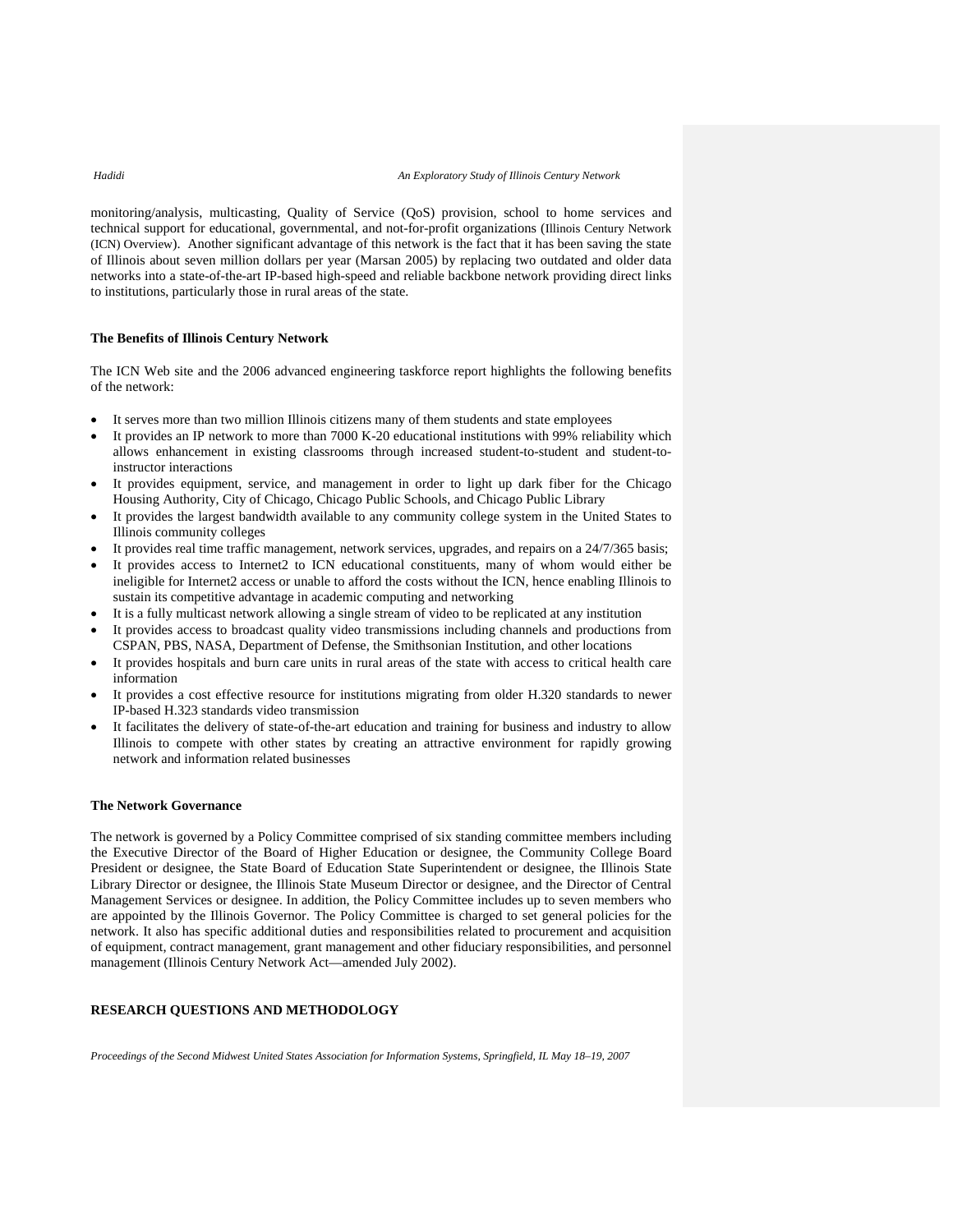monitoring/analysis, multicasting, Quality of Service (QoS) provision, school to home services and technical support for educational, governmental, and not-for-profit organizations (Illinois Century Network (ICN) Overview). Another significant advantage of this network is the fact that it has been saving the state of Illinois about seven million dollars per year (Marsan 2005) by replacing two outdated and older data networks into a state-of-the-art IP-based high-speed and reliable backbone network providing direct links to institutions, particularly those in rural areas of the state.

### The Benefits of Illinois Century Network

The ICN Web site and the 2006 advanced engineering taskforce report highlights the following benefits of the network:

- It serves more than two million Illinois citizens many of them students and state employees
- It provides an IP network to more than 7000 K-20 educational institutions with 99% reliability which allows enhancement in existing classrooms through increased student-to-student and student-to-instructor interactions
- It provides equipment, service, and management in order to light up dark fiber for the Chicago Housing Authority, City of Chicago, Chicago Public Schools, and Chicago Public Library
- It provides the largest bandwidth available to any community college system in the United States to Illinois community colleges
- It provides real time traffic management, network services, upgrades, and repairs on a 24/7/365 basis;
- It provides access to Internet2 to ICN educational constituents, many of whom would either be ineligible for Internet2 access or unable to afford the costs without the ICN, hence enabling Illinois to sustain its competitive advantage in academic computing and networking
- It is a fully multicast network allowing a single stream of video to be replicated at any institution
- It provides access to broadcast quality video transmissions including channels and productions from CSPAN, PBS, NASA, Department of Defense, the Smithsonian Institution, and other locations
- It provides hospitals and burn care units in rural areas of the state with access to critical health care information
- It provides a cost effective resource for institutions migrating from older H.320 standards to newer IP-based H.323 standards video transmission
- It facilitates the delivery of state-of-the-art education and training for business and industry to allow Illinois to compete with other states by creating an attractive environment for rapidly growing network and information related businesses

### The Network Governance

The network is governed by a Policy Committee comprised of six standing committee members including the Executive Director of the Board of Higher Education or designee, the Community College Board President or designee, the State Board of Education State Superintendent or designee, the Illinois State Library Director or designee, the Illinois State Museum Director or designee, and the Director of Central Management Services or designee. In addition, the Policy Committee includes up to seven members who are appointed by the Illinois Governor. The Policy Committee is charged to set general policies for the network. It also has specific additional duties and responsibilities related to procurement and acquisition of equipment, contract management, grant management and other fiduciary responsibilities, and personnel management (Illinois Century Network Act—amended July 2002).

## RESEARCH QUESTIONS AND METHODOLOGY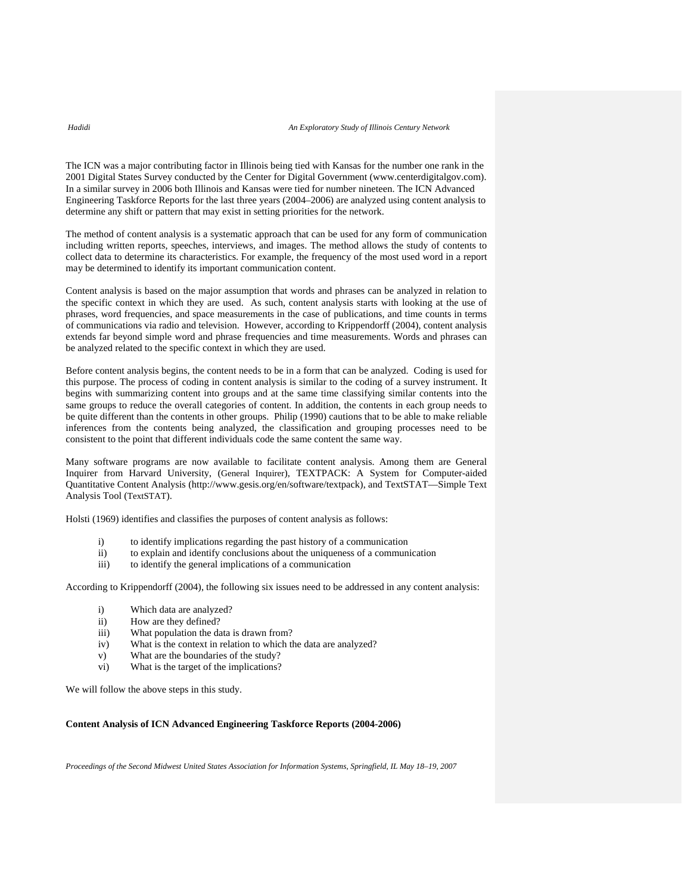The ICN was a major contributing factor in Illinois being tied with Kansas for the number one rank in the 2001 Digital States Survey conducted by the Center for Digital Government (www.centerdigitalgov.com). In a similar survey in 2006 both Illinois and Kansas were tied for number nineteen. The ICN Advanced Engineering Taskforce Reports for the last three years (2004–2006) are analyzed using content analysis to determine any shift or pattern that may exist in setting priorities for the network.

The method of content analysis is a systematic approach that can be used for any form of communication including written reports, speeches, interviews, and images. The method allows the study of contents to collect data to determine its characteristics. For example, the frequency of the most used word in a report may be determined to identify its important communication content.

Content analysis is based on the major assumption that words and phrases can be analyzed in relation to the specific context in which they are used. As such, content analysis starts with looking at the use of phrases, word frequencies, and space measurements in the case of publications, and time counts in terms of communications via radio and television. However, according to Krippendorff (2004), content analysis extends far beyond simple word and phrase frequencies and time measurements. Words and phrases can be analyzed related to the specific context in which they are used.

Before content analysis begins, the content needs to be in a form that can be analyzed. Coding is used for this purpose. The process of coding in content analysis is similar to the coding of a survey instrument. It begins with summarizing content into groups and at the same time classifying similar contents into the same groups to reduce the overall categories of content. In addition, the contents in each group needs to be quite different than the contents in other groups. Philip (1990) cautions that to be able to make reliable inferences from the contents being analyzed, the classification and grouping processes need to be consistent to the point that different individuals code the same content the same way.

Many software programs are now available to facilitate content analysis. Among them are General Inquirer from Harvard University, (General Inquirer), TEXTPACK: A System for Computer-aided Quantitative Content Analysis (http://www.gesis.org/en/software/textpack), and TextSTAT—Simple Text Analysis Tool (TextSTAT).

Holsti (1969) identifies and classifies the purposes of content analysis as follows:

- i) to identify implications regarding the past history of a communication
- ii) to explain and identify conclusions about the uniqueness of a communication
- iii) to identify the general implications of a communication

According to Krippendorff (2004), the following six issues need to be addressed in any content analysis:

- i) Which data are analyzed?
- ii) How are they defined?
- iii) What population the data is drawn from?
- iv) What is the context in relation to which the data are analyzed?
- v) What are the boundaries of the study?
- vi) What is the target of the implications?

We will follow the above steps in this study.

**Content Analysis of ICN Advanced Engineering Taskforce Reports (2004-2006)**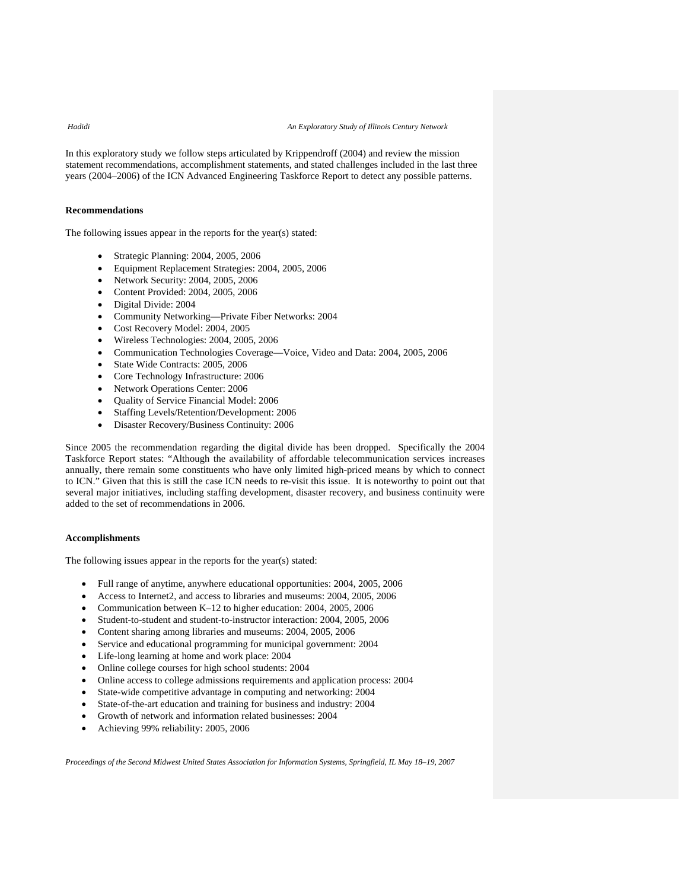In this exploratory study we follow steps articulated by Krippendroff (2004) and review the mission statement recommendations, accomplishment statements, and stated challenges included in the last three years (2004–2006) of the ICN Advanced Engineering Taskforce Report to detect any possible patterns.

### Recommendations

The following issues appear in the reports for the year(s) stated:

- Strategic Planning: 2004, 2005, 2006
- Equipment Replacement Strategies: 2004, 2005, 2006
- Network Security: 2004, 2005, 2006
- Content Provided: 2004, 2005, 2006
- Digital Divide: 2004
- Community Networking—Private Fiber Networks: 2004
- Cost Recovery Model: 2004, 2005
- Wireless Technologies: 2004, 2005, 2006
- Communication Technologies Coverage—Voice, Video and Data: 2004, 2005, 2006
- State Wide Contracts: 2005, 2006
- Core Technology Infrastructure: 2006
- Network Operations Center: 2006
- Quality of Service Financial Model: 2006
- Staffing Levels/Retention/Development: 2006
- Disaster Recovery/Business Continuity: 2006

Since 2005 the recommendation regarding the digital divide has been dropped. Specifically the 2004 Taskforce Report states: "Although the availability of affordable telecommunication services increases annually, there remain some constituents who have only limited high-priced means by which to connect to ICN." Given that this is still the case ICN needs to re-visit this issue. It is noteworthy to point out that several major initiatives, including staffing development, disaster recovery, and business continuity were added to the set of recommendations in 2006.

### Accomplishments

The following issues appear in the reports for the year(s) stated:

- Full range of anytime, anywhere educational opportunities: 2004, 2005, 2006
- Access to Internet2, and access to libraries and museums: 2004, 2005, 2006
- Communication between K–12 to higher education: 2004, 2005, 2006
- Student-to-student and student-to-instructor interaction: 2004, 2005, 2006
- Content sharing among libraries and museums: 2004, 2005, 2006
- Service and educational programming for municipal government: 2004
- Life-long learning at home and work place: 2004
- Online college courses for high school students: 2004
- Online access to college admissions requirements and application process: 2004
- State-wide competitive advantage in computing and networking: 2004
- State-of-the-art education and training for business and industry: 2004
- Growth of network and information related businesses: 2004
- Achieving 99% reliability: 2005, 2006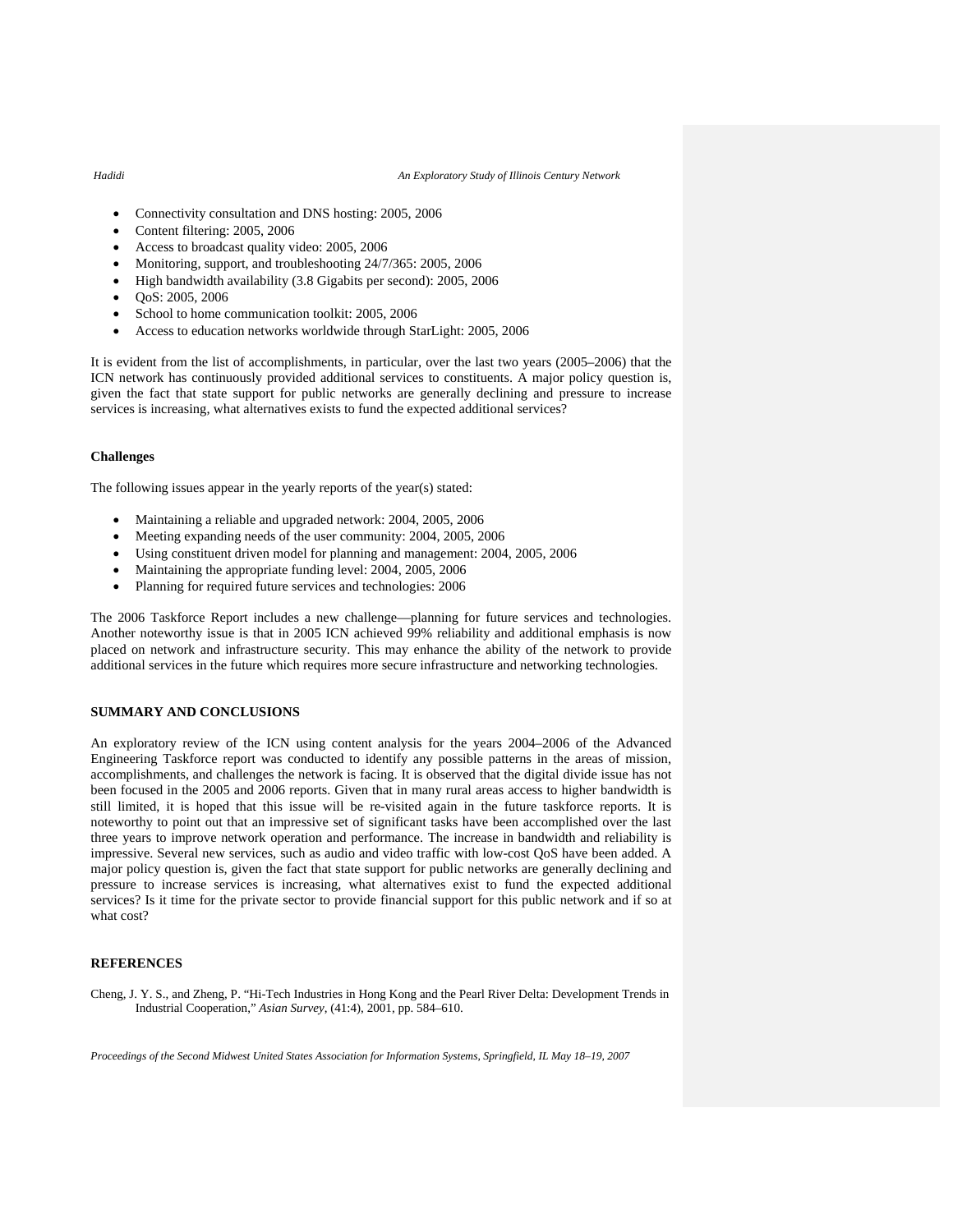- Connectivity consultation and DNS hosting: 2005, 2006
- Content filtering: 2005, 2006
- Access to broadcast quality video: 2005, 2006
- Monitoring, support, and troubleshooting 24/7/365: 2005, 2006
- High bandwidth availability (3.8 Gigabits per second): 2005, 2006
- QoS: 2005, 2006
- School to home communication toolkit: 2005, 2006
- Access to education networks worldwide through StarLight: 2005, 2006

It is evident from the list of accomplishments, in particular, over the last two years (2005–2006) that the ICN network has continuously provided additional services to constituents. A major policy question is, given the fact that state support for public networks are generally declining and pressure to increase services is increasing, what alternatives exists to fund the expected additional services?

### Challenges

The following issues appear in the yearly reports of the year(s) stated:

- Maintaining a reliable and upgraded network: 2004, 2005, 2006
- Meeting expanding needs of the user community: 2004, 2005, 2006
- Using constituent driven model for planning and management: 2004, 2005, 2006
- Maintaining the appropriate funding level: 2004, 2005, 2006
- Planning for required future services and technologies: 2006

The 2006 Taskforce Report includes a new challenge—planning for future services and technologies. Another noteworthy issue is that in 2005 ICN achieved 99% reliability and additional emphasis is now placed on network and infrastructure security. This may enhance the ability of the network to provide additional services in the future which requires more secure infrastructure and networking technologies.

## SUMMARY AND CONCLUSIONS

An exploratory review of the ICN using content analysis for the years 2004–2006 of the Advanced Engineering Taskforce report was conducted to identify any possible patterns in the areas of mission, accomplishments, and challenges the network is facing. It is observed that the digital divide issue has not been focused in the 2005 and 2006 reports. Given that in many rural areas access to higher bandwidth is still limited, it is hoped that this issue will be re-visited again in the future taskforce reports. It is noteworthy to point out that an impressive set of significant tasks have been accomplished over the last three years to improve network operation and performance. The increase in bandwidth and reliability is impressive. Several new services, such as audio and video traffic with low-cost QoS have been added. A major policy question is, given the fact that state support for public networks are generally declining and pressure to increase services is increasing, what alternatives exist to fund the expected additional services? Is it time for the private sector to provide financial support for this public network and if so at what cost?

## REFERENCES

Cheng, J. Y. S., and Zheng, P. "Hi-Tech Industries in Hong Kong and the Pearl River Delta: Development Trends in Industrial Cooperation," *Asian Survey*, (41:4), 2001, pp. 584–610.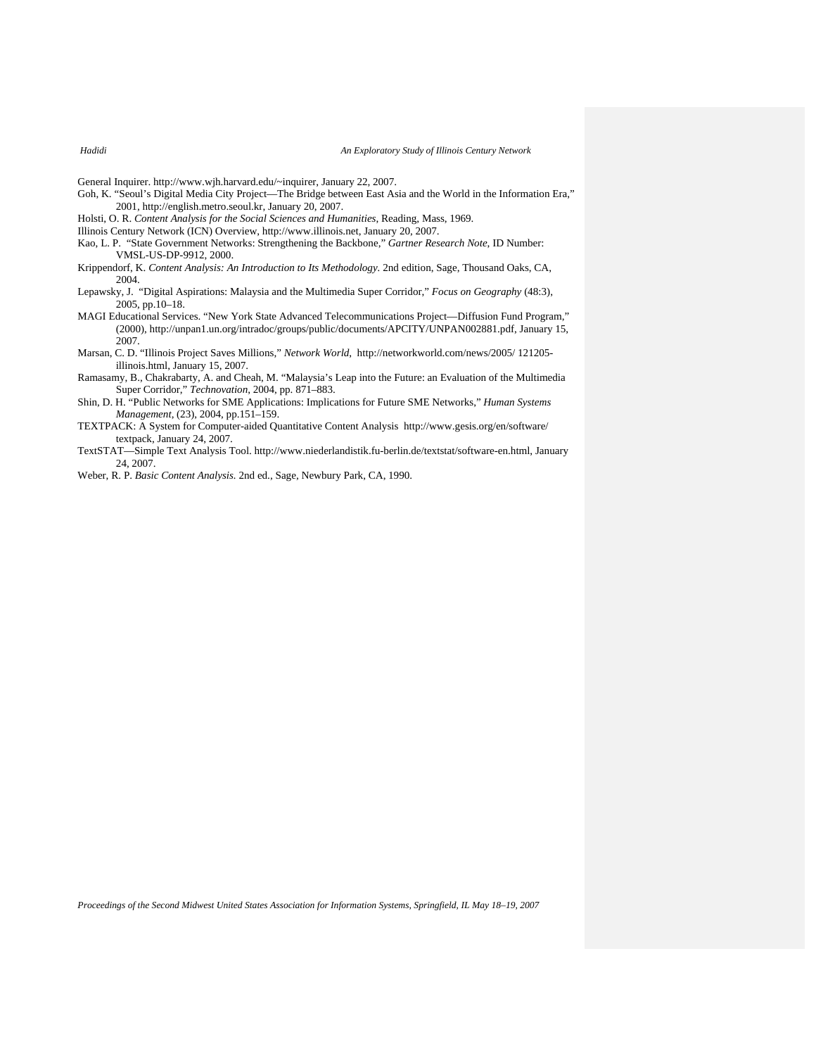General Inquirer. http://www.wjh.harvard.edu/~inquirer, January 22, 2007.

Goh, K. "Seoul's Digital Media City Project—The Bridge between East Asia and the World in the Information Era," 2001, http://english.metro.seoul.kr, January 20, 2007.

Holsti, O. R. *Content Analysis for the Social Sciences and Humanities*, Reading, Mass, 1969.

Illinois Century Network (ICN) Overview, http://www.illinois.net, January 20, 2007.

Kao, L. P. "State Government Networks: Strengthening the Backbone," *Gartner Research Note*, ID Number: VMSL-US-DP-9912, 2000.

Krippendorf, K. *Content Analysis: An Introduction to Its Methodology*. 2nd edition, Sage, Thousand Oaks, CA, 2004.

Lepawsky, J. "Digital Aspirations: Malaysia and the Multimedia Super Corridor," *Focus on Geography* (48:3), 2005, pp.10–18.

MAGI Educational Services. "New York State Advanced Telecommunications Project—Diffusion Fund Program," (2000), http://unpan1.un.org/intradoc/groups/public/documents/APCITY/UNPAN002881.pdf, January 15, 2007.

Marsan, C. D. "Illinois Project Saves Millions," *Network World*, http://networkworld.com/news/2005/ 121205-illinois.html, January 15, 2007.

Ramasamy, B., Chakrabarty, A. and Cheah, M. "Malaysia's Leap into the Future: an Evaluation of the Multimedia Super Corridor," *Technovation*, 2004, pp. 871–883.

Shin, D. H. "Public Networks for SME Applications: Implications for Future SME Networks," *Human Systems Management*, (23), 2004, pp.151–159.

TEXTPACK: A System for Computer-aided Quantitative Content Analysis http://www.gesis.org/en/software/ textpack, January 24, 2007.

TextSTAT—Simple Text Analysis Tool. http://www.niederlandistik.fu-berlin.de/textstat/software-en.html, January 24, 2007.

Weber, R. P. *Basic Content Analysis*. 2nd ed., Sage, Newbury Park, CA, 1990.